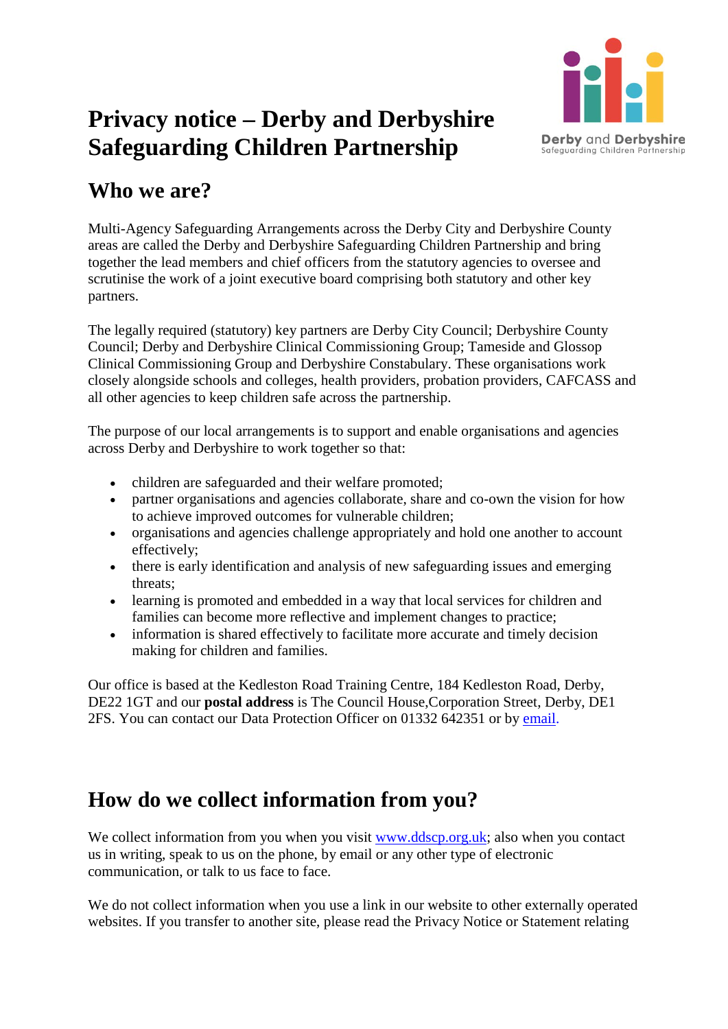# Privacy notice – Derby and Derbyshire Safeguarding Children Partnership

## Who we are?

Multi-Agency Safeguarding Arrangements across the Derby City and Derbyshire County areas are called the Derby and Derbyshire Safeguarding Children Partnership and bring together the lead members and chief officers from the statutory agencies to oversee and scrutinise the work of a joint executive board comprising both statutory and other key partners.

The legally required (statutory) key partners are Derby City Council; Derbyshire County Council; Derby and Derbyshire Clinical Commissioning Group; Tameside and Glossop Clinical Commissioning Group and Derbyshire Constabulary. These organisations work closely alongside schools and colleges, health providers, probation providers, CAFCASS and all other agencies to keep children safe across the partnership.

The purpose of our local arrangements is to support and enable organisations and agencies across Derby and Derbyshire to work together so that:

- children are safeguarded and their welfare promoted;
- partner organisations and agencies collaborate, share and co-own the vision for how to achieve improved outcomes for vulnerable children;
- organisations and agencies challenge appropriately and hold one another to account effectively;
- there is early identification and analysis of new safeguarding issues and emerging threats;
- learning is promoted and embedded in a way that local services for children and families can become more reflective and implement changes to practice;
- information is shared effectively to facilitate more accurate and timely decision making for children and families.

Our office is based at the Kedleston Road Training Centre, 184 Kedleston Road, Derby, DE22 1GT and our **postal address** is The Council House,Corporation Street, Derby, DE1 2FS. You can contact our Data Protection Officer on 01332 642351 or by email.

## How do we collect information from you?

We collect information from you when you visit www.ddscp.org.uk; also when you contact us in writing, speak to us on the phone, by email or any other type of electronic communication, or talk to us face to face.

We do not collect information when you use a link in our website to other externally operated websites. If you transfer to another site, please read the Privacy Notice or Statement relating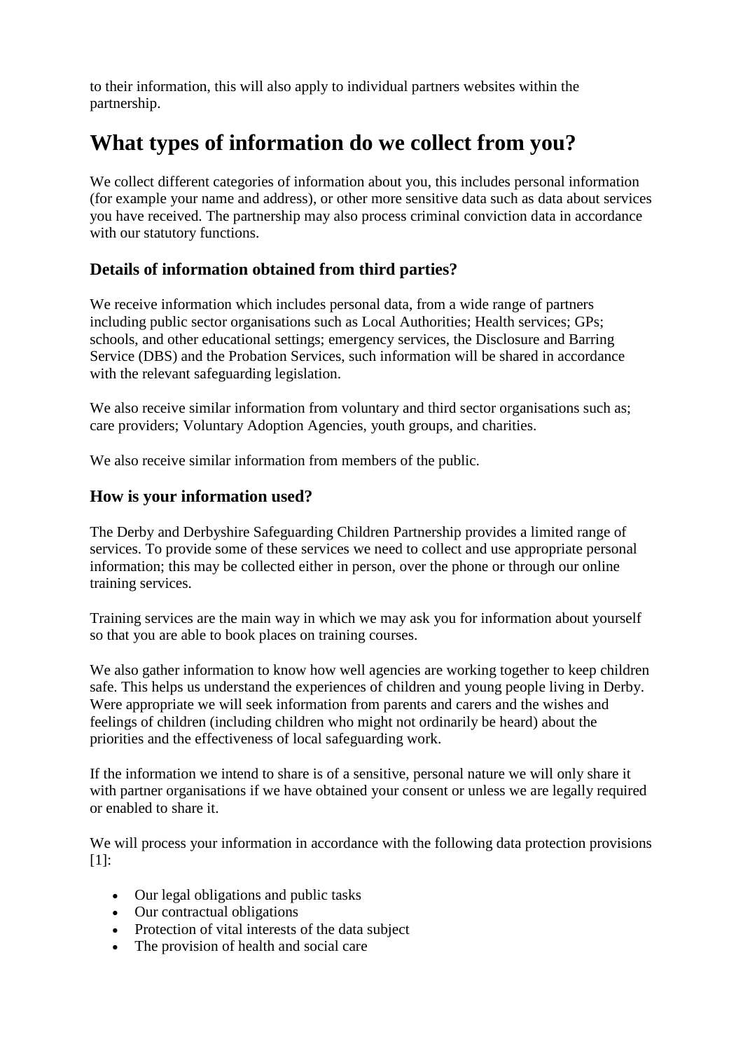to their information, this will also apply to individual partners websites within the partnership.

# What types of information do we collect from you?

We collect different categories of information about you, this includes personal information (for example your name and address), or other more sensitive data such as data about services you have received. The partnership may also process criminal conviction data in accordance with our statutory functions.

## Details of information obtained from third parties?

We receive information which includes personal data, from a wide range of partners including public sector organisations such as Local Authorities; Health services; GPs; schools, and other educational settings; emergency services, the Disclosure and Barring Service (DBS) and the Probation Services, such information will be shared in accordance with the relevant safeguarding legislation.

We also receive similar information from voluntary and third sector organisations such as; care providers; Voluntary Adoption Agencies, youth groups, and charities.

We also receive similar information from members of the public.

## How is your information used?

The Derby and Derbyshire Safeguarding Children Partnership provides a limited range of services. To provide some of these services we need to collect and use appropriate personal information; this may be collected either in person, over the phone or through our online training services.

Training services are the main way in which we may ask you for information about yourself so that you are able to book places on training courses.

We also gather information to know how well agencies are working together to keep children safe. This helps us understand the experiences of children and young people living in Derby. Were appropriate we will seek information from parents and carers and the wishes and feelings of children (including children who might not ordinarily be heard) about the priorities and the effectiveness of local safeguarding work.

If the information we intend to share is of a sensitive, personal nature we will only share it with partner organisations if we have obtained your consent or unless we are legally required or enabled to share it.

We will process your information in accordance with the following data protection provisions [1]:

- Our legal obligations and public tasks
- Our contractual obligations
- Protection of vital interests of the data subject
- The provision of health and social care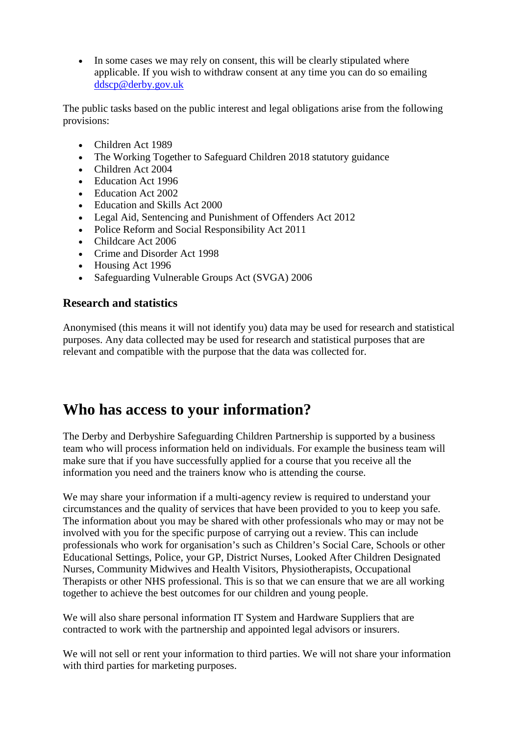- In some cases we may rely on consent, this will be clearly stipulated where applicable. If you wish to withdraw consent at any time you can do so emailing [ddscp@derby.gov.uk](mailto:ddscp@derby.gov.uk)

The public tasks based on the public interest and legal obligations arise from the following provisions:

- Children Act 1989
- The Working Together to Safeguard Children 2018 statutory guidance
- Children Act 2004
- Education Act 1996
- Education Act 2002
- Education and Skills Act 2000
- Legal Aid, Sentencing and Punishment of Offenders Act 2012
- Police Reform and Social Responsibility Act 2011
- Childcare Act 2006
- Crime and Disorder Act 1998
- Housing Act 1996
- Safeguarding Vulnerable Groups Act (SVGA) 2006

### Research and statistics

Anonymised (this means it will not identify you) data may be used for research and statistical purposes. Any data collected may be used for research and statistical purposes that are relevant and compatible with the purpose that the data was collected for.

## Who has access to your information?

The Derby and Derbyshire Safeguarding Children Partnership is supported by a business team who will process information held on individuals. For example the business team will make sure that if you have successfully applied for a course that you receive all the information you need and the trainers know who is attending the course.

We may share your information if a multi-agency review is required to understand your circumstances and the quality of services that have been provided to you to keep you safe. The information about you may be shared with other professionals who may or may not be involved with you for the specific purpose of carrying out a review. This can include professionals who work for organisation's such as Children's Social Care, Schools or other Educational Settings, Police, your GP, District Nurses, Looked After Children Designated Nurses, Community Midwives and Health Visitors, Physiotherapists, Occupational Therapists or other NHS professional. This is so that we can ensure that we are all working together to achieve the best outcomes for our children and young people.

We will also share personal information IT System and Hardware Suppliers that are contracted to work with the partnership and appointed legal advisors or insurers.

We will not sell or rent your information to third parties. We will not share your information with third parties for marketing purposes.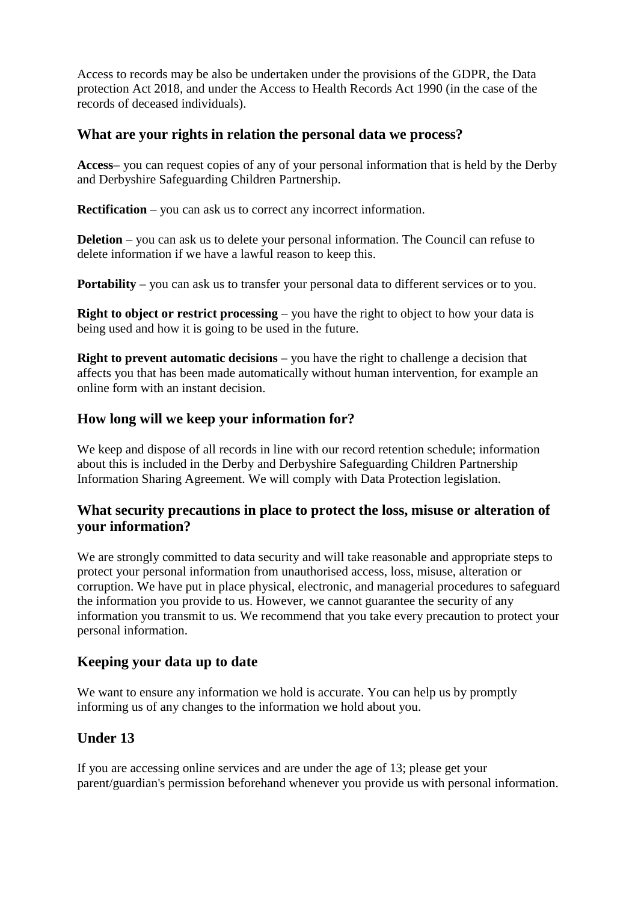Access to records may be also be undertaken under the provisions of the GDPR, the Data protection Act 2018, and under the Access to Health Records Act 1990 (in the case of the records of deceased individuals).

## What are your rights in relation the personal data we process?

**Access**– you can request copies of any of your personal information that is held by the Derby and Derbyshire Safeguarding Children Partnership.

**Rectification** – you can ask us to correct any incorrect information.

**Deletion** – you can ask us to delete your personal information. The Council can refuse to delete information if we have a lawful reason to keep this.

**Portability** – you can ask us to transfer your personal data to different services or to you.

**Right to object or restrict processing** – you have the right to object to how your data is being used and how it is going to be used in the future.

**Right to prevent automatic decisions** – you have the right to challenge a decision that affects you that has been made automatically without human intervention, for example an online form with an instant decision.

## How long will we keep your information for?

We keep and dispose of all records in line with our record retention schedule; information about this is included in the Derby and Derbyshire Safeguarding Children Partnership Information Sharing Agreement. We will comply with Data Protection legislation.

## What security precautions in place to protect the loss, misuse or alteration of your information?

We are strongly committed to data security and will take reasonable and appropriate steps to protect your personal information from unauthorised access, loss, misuse, alteration or corruption. We have put in place physical, electronic, and managerial procedures to safeguard the information you provide to us. However, we cannot guarantee the security of any information you transmit to us. We recommend that you take every precaution to protect your personal information.

## Keeping your data up to date

We want to ensure any information we hold is accurate. You can help us by promptly informing us of any changes to the information we hold about you.

## Under 13

If you are accessing online services and are under the age of 13; please get your parent/guardian's permission beforehand whenever you provide us with personal information.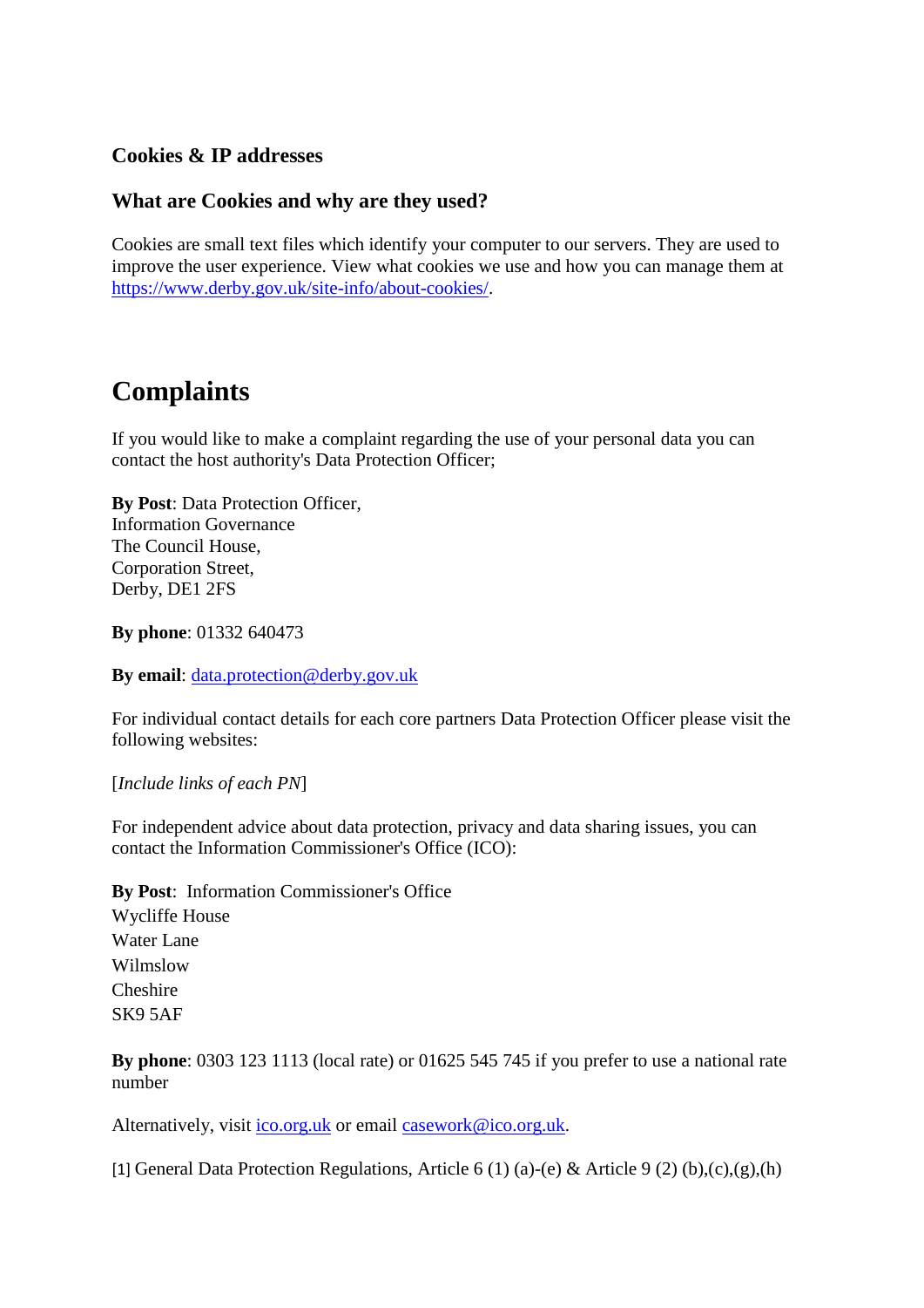### Cookies & IP addresses

### What are Cookies and why are they used?

Cookies are small text files which identify your computer to our servers. They are used to improve the user experience. View what cookies we use and how you can manage them at https://www.derby.gov.uk/site-info/about-cookies/.

# Complaints

If you would like to make a complaint regarding the use of your personal data you can contact the host authority's Data Protection Officer;

**By Post**: Data Protection Officer,
Information Governance
The Council House,
Corporation Street,
Derby, DE1 2FS

**By phone**: 01332 640473

**By email**: data.protection@derby.gov.uk

For individual contact details for each core partners Data Protection Officer please visit the following websites:

[*Include links of each PN*]

For independent advice about data protection, privacy and data sharing issues, you can contact the Information Commissioner's Office (ICO):

**By Post**: Information Commissioner's Office
Wycliffe House
Water Lane
Wilmslow
Cheshire
SK9 5AF

**By phone**: 0303 123 1113 (local rate) or 01625 545 745 if you prefer to use a national rate number

Alternatively, visit ico.org.uk or email casework@ico.org.uk.

[1] General Data Protection Regulations, Article 6 (1) (a)-(e) & Article 9 (2) (b),(c),(g),(h)